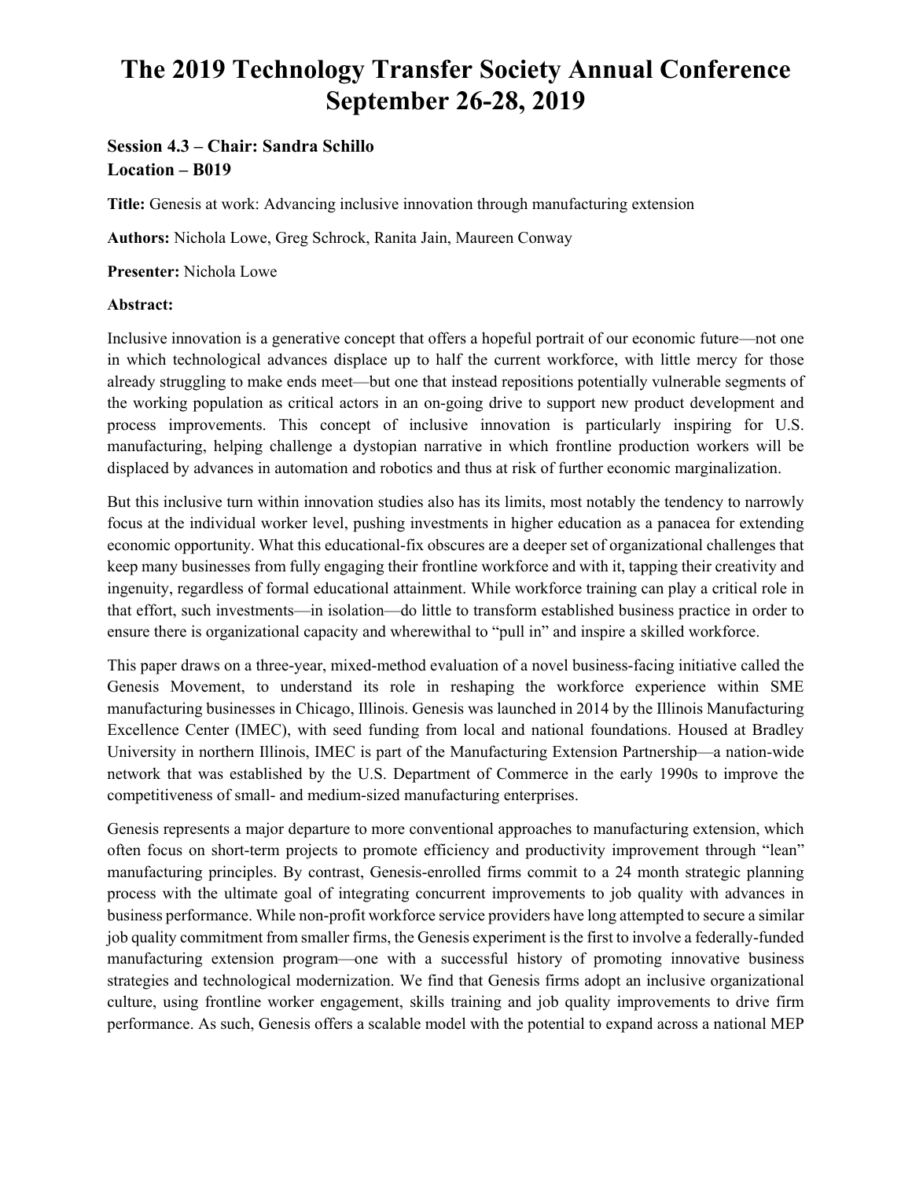# The 2019 Technology Transfer Society Annual Conference September 26-28, 2019

### Session 4.3 – Chair: Sandra Schillo
### Location – B019

**Title:** Genesis at work: Advancing inclusive innovation through manufacturing extension

**Authors:** Nichola Lowe, Greg Schrock, Ranita Jain, Maureen Conway

**Presenter:** Nichola Lowe

**Abstract:**

Inclusive innovation is a generative concept that offers a hopeful portrait of our economic future—not one in which technological advances displace up to half the current workforce, with little mercy for those already struggling to make ends meet—but one that instead repositions potentially vulnerable segments of the working population as critical actors in an on-going drive to support new product development and process improvements. This concept of inclusive innovation is particularly inspiring for U.S. manufacturing, helping challenge a dystopian narrative in which frontline production workers will be displaced by advances in automation and robotics and thus at risk of further economic marginalization.

But this inclusive turn within innovation studies also has its limits, most notably the tendency to narrowly focus at the individual worker level, pushing investments in higher education as a panacea for extending economic opportunity. What this educational-fix obscures are a deeper set of organizational challenges that keep many businesses from fully engaging their frontline workforce and with it, tapping their creativity and ingenuity, regardless of formal educational attainment. While workforce training can play a critical role in that effort, such investments—in isolation—do little to transform established business practice in order to ensure there is organizational capacity and wherewithal to "pull in" and inspire a skilled workforce.

This paper draws on a three-year, mixed-method evaluation of a novel business-facing initiative called the Genesis Movement, to understand its role in reshaping the workforce experience within SME manufacturing businesses in Chicago, Illinois. Genesis was launched in 2014 by the Illinois Manufacturing Excellence Center (IMEC), with seed funding from local and national foundations. Housed at Bradley University in northern Illinois, IMEC is part of the Manufacturing Extension Partnership—a nation-wide network that was established by the U.S. Department of Commerce in the early 1990s to improve the competitiveness of small- and medium-sized manufacturing enterprises.

Genesis represents a major departure to more conventional approaches to manufacturing extension, which often focus on short-term projects to promote efficiency and productivity improvement through "lean" manufacturing principles. By contrast, Genesis-enrolled firms commit to a 24 month strategic planning process with the ultimate goal of integrating concurrent improvements to job quality with advances in business performance. While non-profit workforce service providers have long attempted to secure a similar job quality commitment from smaller firms, the Genesis experiment is the first to involve a federally-funded manufacturing extension program—one with a successful history of promoting innovative business strategies and technological modernization. We find that Genesis firms adopt an inclusive organizational culture, using frontline worker engagement, skills training and job quality improvements to drive firm performance. As such, Genesis offers a scalable model with the potential to expand across a national MEP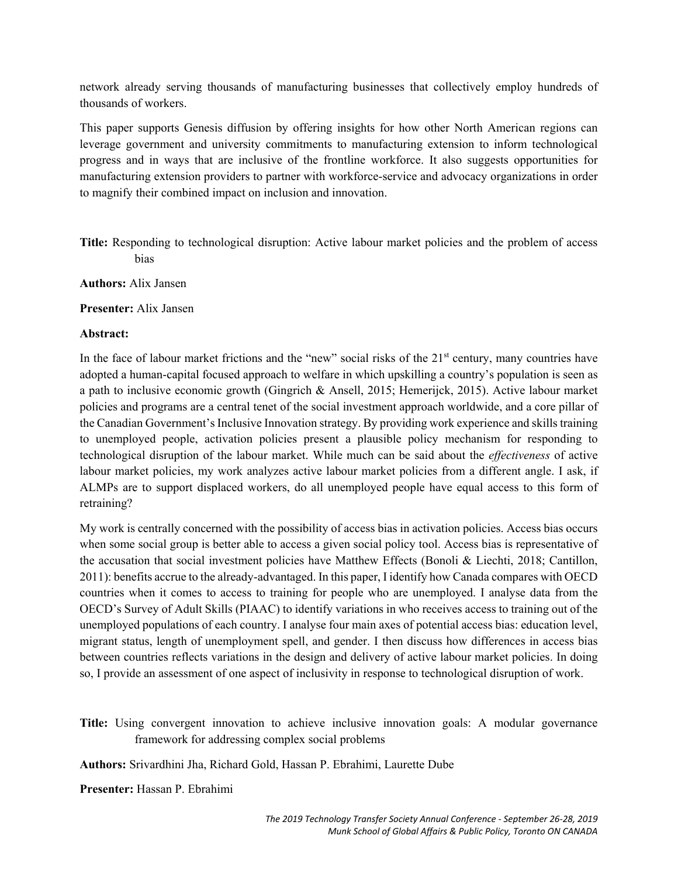network already serving thousands of manufacturing businesses that collectively employ hundreds of thousands of workers.

This paper supports Genesis diffusion by offering insights for how other North American regions can leverage government and university commitments to manufacturing extension to inform technological progress and in ways that are inclusive of the frontline workforce. It also suggests opportunities for manufacturing extension providers to partner with workforce-service and advocacy organizations in order to magnify their combined impact on inclusion and innovation.

**Title:** Responding to technological disruption: Active labour market policies and the problem of access bias

**Authors:** Alix Jansen

**Presenter:** Alix Jansen

**Abstract:**

In the face of labour market frictions and the "new" social risks of the 21st century, many countries have adopted a human-capital focused approach to welfare in which upskilling a country's population is seen as a path to inclusive economic growth (Gingrich & Ansell, 2015; Hemerijck, 2015). Active labour market policies and programs are a central tenet of the social investment approach worldwide, and a core pillar of the Canadian Government's Inclusive Innovation strategy. By providing work experience and skills training to unemployed people, activation policies present a plausible policy mechanism for responding to technological disruption of the labour market. While much can be said about the *effectiveness* of active labour market policies, my work analyzes active labour market policies from a different angle. I ask, if ALMPs are to support displaced workers, do all unemployed people have equal access to this form of retraining?

My work is centrally concerned with the possibility of access bias in activation policies. Access bias occurs when some social group is better able to access a given social policy tool. Access bias is representative of the accusation that social investment policies have Matthew Effects (Bonoli & Liechti, 2018; Cantillon, 2011): benefits accrue to the already-advantaged. In this paper, I identify how Canada compares with OECD countries when it comes to access to training for people who are unemployed. I analyse data from the OECD's Survey of Adult Skills (PIAAC) to identify variations in who receives access to training out of the unemployed populations of each country. I analyse four main axes of potential access bias: education level, migrant status, length of unemployment spell, and gender. I then discuss how differences in access bias between countries reflects variations in the design and delivery of active labour market policies. In doing so, I provide an assessment of one aspect of inclusivity in response to technological disruption of work.

**Title:** Using convergent innovation to achieve inclusive innovation goals: A modular governance framework for addressing complex social problems

**Authors:** Srivardhini Jha, Richard Gold, Hassan P. Ebrahimi, Laurette Dube

**Presenter:** Hassan P. Ebrahimi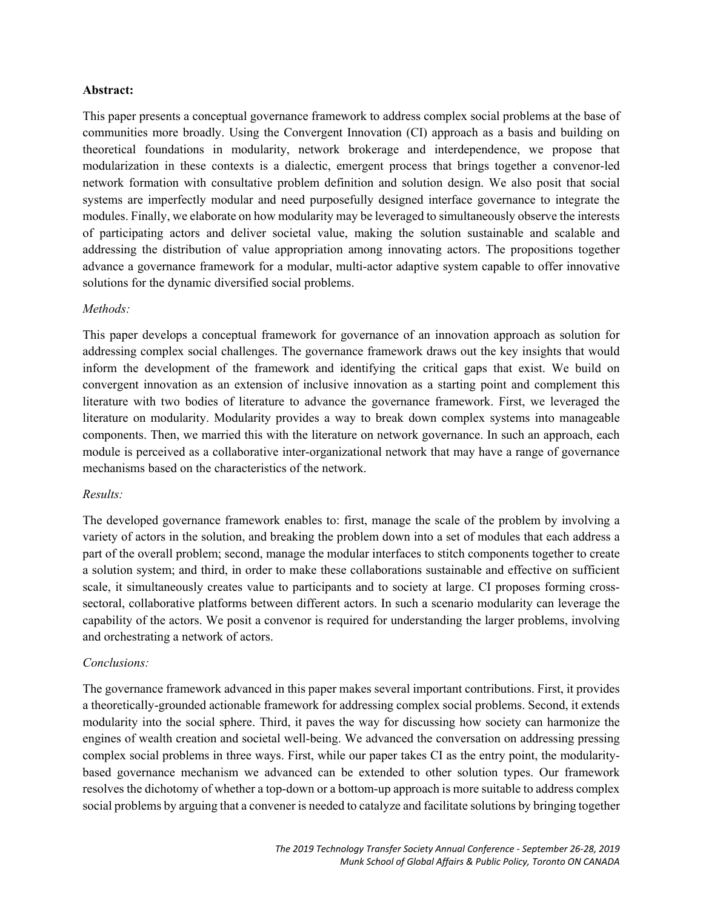**Abstract:**

This paper presents a conceptual governance framework to address complex social problems at the base of communities more broadly. Using the Convergent Innovation (CI) approach as a basis and building on theoretical foundations in modularity, network brokerage and interdependence, we propose that modularization in these contexts is a dialectic, emergent process that brings together a convenor-led network formation with consultative problem definition and solution design. We also posit that social systems are imperfectly modular and need purposefully designed interface governance to integrate the modules. Finally, we elaborate on how modularity may be leveraged to simultaneously observe the interests of participating actors and deliver societal value, making the solution sustainable and scalable and addressing the distribution of value appropriation among innovating actors. The propositions together advance a governance framework for a modular, multi-actor adaptive system capable to offer innovative solutions for the dynamic diversified social problems.

*Methods:*

This paper develops a conceptual framework for governance of an innovation approach as solution for addressing complex social challenges. The governance framework draws out the key insights that would inform the development of the framework and identifying the critical gaps that exist. We build on convergent innovation as an extension of inclusive innovation as a starting point and complement this literature with two bodies of literature to advance the governance framework. First, we leveraged the literature on modularity. Modularity provides a way to break down complex systems into manageable components. Then, we married this with the literature on network governance. In such an approach, each module is perceived as a collaborative inter-organizational network that may have a range of governance mechanisms based on the characteristics of the network.

*Results:*

The developed governance framework enables to: first, manage the scale of the problem by involving a variety of actors in the solution, and breaking the problem down into a set of modules that each address a part of the overall problem; second, manage the modular interfaces to stitch components together to create a solution system; and third, in order to make these collaborations sustainable and effective on sufficient scale, it simultaneously creates value to participants and to society at large. CI proposes forming cross-sectoral, collaborative platforms between different actors. In such a scenario modularity can leverage the capability of the actors. We posit a convenor is required for understanding the larger problems, involving and orchestrating a network of actors.

*Conclusions:*

The governance framework advanced in this paper makes several important contributions. First, it provides a theoretically-grounded actionable framework for addressing complex social problems. Second, it extends modularity into the social sphere. Third, it paves the way for discussing how society can harmonize the engines of wealth creation and societal well-being. We advanced the conversation on addressing pressing complex social problems in three ways. First, while our paper takes CI as the entry point, the modularity-based governance mechanism we advanced can be extended to other solution types. Our framework resolves the dichotomy of whether a top-down or a bottom-up approach is more suitable to address complex social problems by arguing that a convener is needed to catalyze and facilitate solutions by bringing together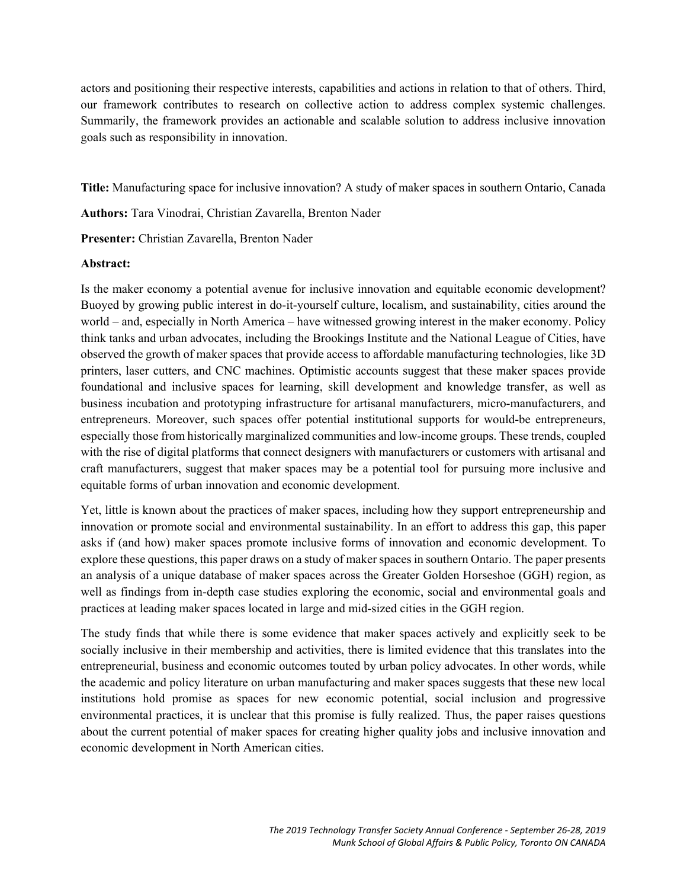actors and positioning their respective interests, capabilities and actions in relation to that of others. Third, our framework contributes to research on collective action to address complex systemic challenges. Summarily, the framework provides an actionable and scalable solution to address inclusive innovation goals such as responsibility in innovation.

**Title:** Manufacturing space for inclusive innovation? A study of maker spaces in southern Ontario, Canada

**Authors:** Tara Vinodrai, Christian Zavarella, Brenton Nader

**Presenter:** Christian Zavarella, Brenton Nader

**Abstract:**

Is the maker economy a potential avenue for inclusive innovation and equitable economic development? Buoyed by growing public interest in do-it-yourself culture, localism, and sustainability, cities around the world – and, especially in North America – have witnessed growing interest in the maker economy. Policy think tanks and urban advocates, including the Brookings Institute and the National League of Cities, have observed the growth of maker spaces that provide access to affordable manufacturing technologies, like 3D printers, laser cutters, and CNC machines. Optimistic accounts suggest that these maker spaces provide foundational and inclusive spaces for learning, skill development and knowledge transfer, as well as business incubation and prototyping infrastructure for artisanal manufacturers, micro-manufacturers, and entrepreneurs. Moreover, such spaces offer potential institutional supports for would-be entrepreneurs, especially those from historically marginalized communities and low-income groups. These trends, coupled with the rise of digital platforms that connect designers with manufacturers or customers with artisanal and craft manufacturers, suggest that maker spaces may be a potential tool for pursuing more inclusive and equitable forms of urban innovation and economic development.

Yet, little is known about the practices of maker spaces, including how they support entrepreneurship and innovation or promote social and environmental sustainability. In an effort to address this gap, this paper asks if (and how) maker spaces promote inclusive forms of innovation and economic development. To explore these questions, this paper draws on a study of maker spaces in southern Ontario. The paper presents an analysis of a unique database of maker spaces across the Greater Golden Horseshoe (GGH) region, as well as findings from in-depth case studies exploring the economic, social and environmental goals and practices at leading maker spaces located in large and mid-sized cities in the GGH region.

The study finds that while there is some evidence that maker spaces actively and explicitly seek to be socially inclusive in their membership and activities, there is limited evidence that this translates into the entrepreneurial, business and economic outcomes touted by urban policy advocates. In other words, while the academic and policy literature on urban manufacturing and maker spaces suggests that these new local institutions hold promise as spaces for new economic potential, social inclusion and progressive environmental practices, it is unclear that this promise is fully realized. Thus, the paper raises questions about the current potential of maker spaces for creating higher quality jobs and inclusive innovation and economic development in North American cities.